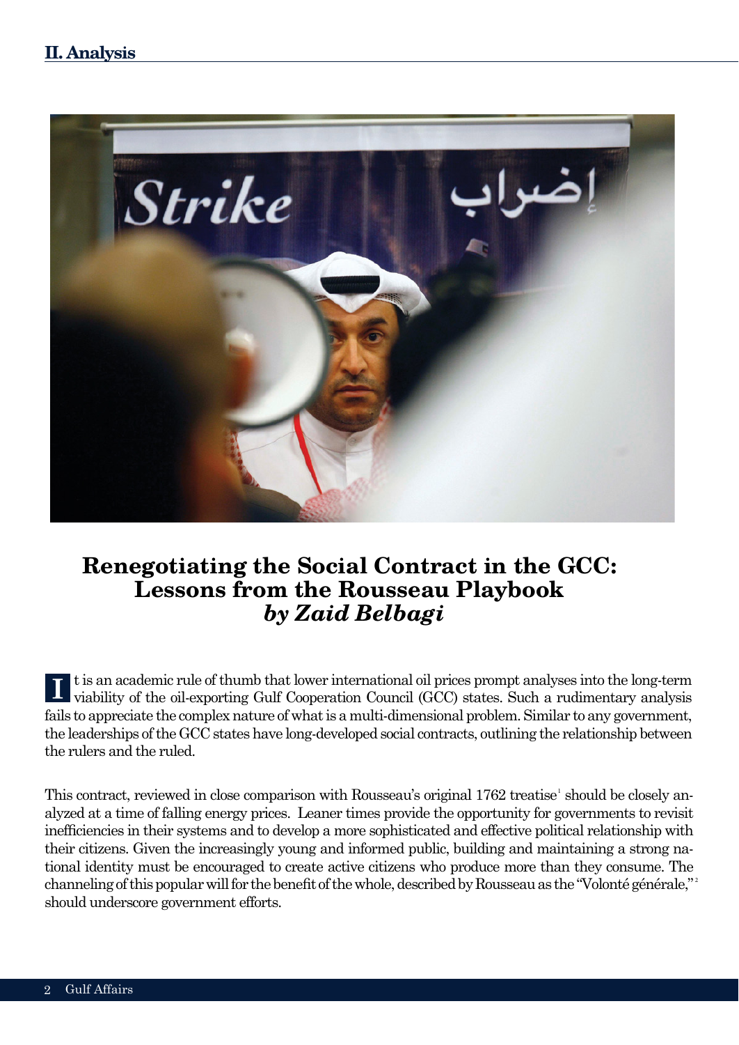## II. Analysis

# Renegotiating the Social Contract in the GCC: Lessons from the Rousseau Playbook
### *by Zaid Belbagi*

It is an academic rule of thumb that lower international oil prices prompt analyses into the long-term viability of the oil-exporting Gulf Cooperation Council (GCC) states. Such a rudimentary analysis fails to appreciate the complex nature of what is a multi-dimensional problem. Similar to any government, the leaderships of the GCC states have long-developed social contracts, outlining the relationship between the rulers and the ruled.

This contract, reviewed in close comparison with Rousseau's original 1762 treatise[1] should be closely analyzed at a time of falling energy prices. Leaner times provide the opportunity for governments to revisit inefficiencies in their systems and to develop a more sophisticated and effective political relationship with their citizens. Given the increasingly young and informed public, building and maintaining a strong national identity must be encouraged to create active citizens who produce more than they consume. The channeling of this popular will for the benefit of the whole, described by Rousseau as the "Volonté générale,"[2] should underscore government efforts.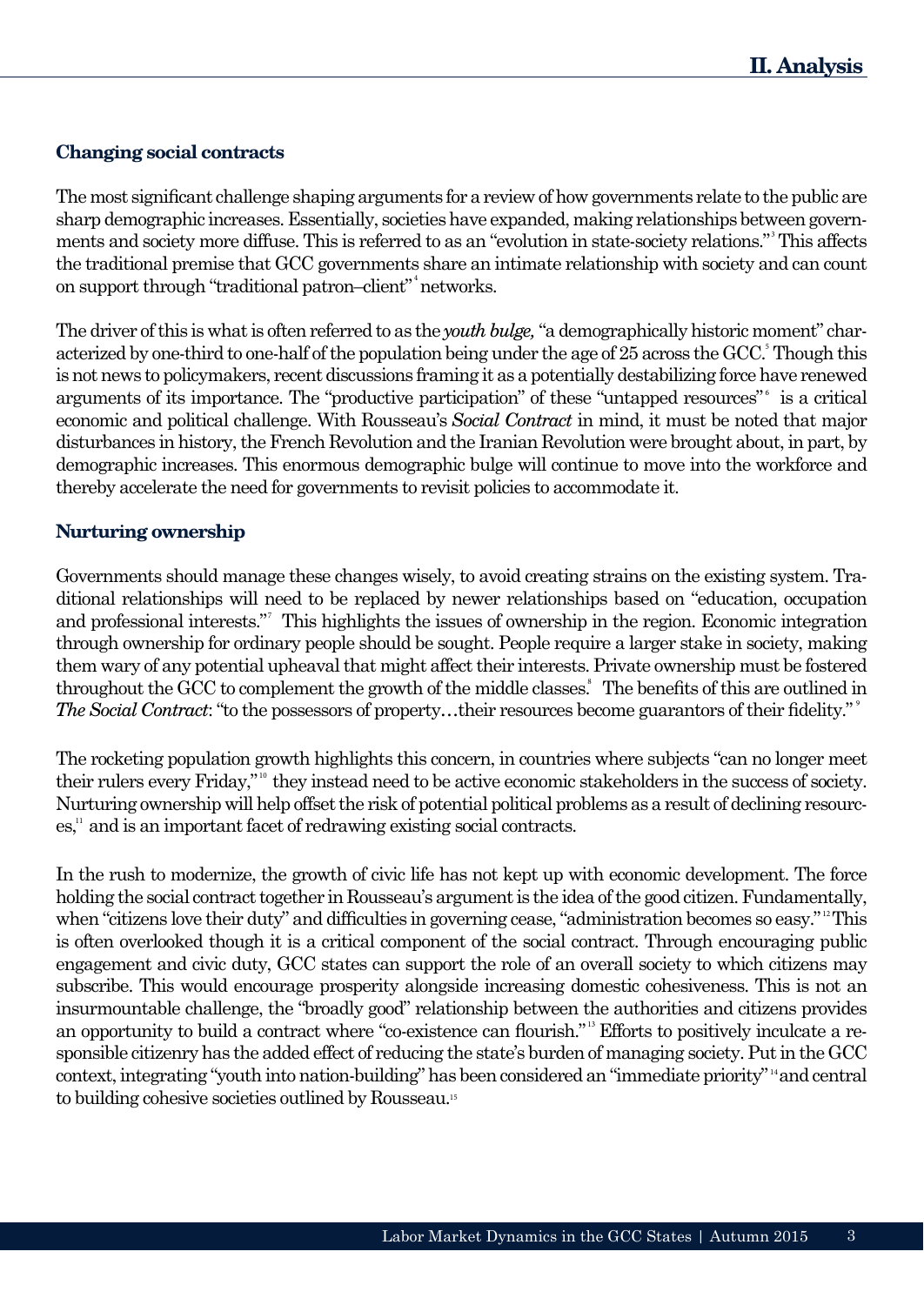## Changing social contracts

The most significant challenge shaping arguments for a review of how governments relate to the public are sharp demographic increases. Essentially, societies have expanded, making relationships between governments and society more diffuse. This is referred to as an "evolution in state-society relations."[3] This affects the traditional premise that GCC governments share an intimate relationship with society and can count on support through "traditional patron–client"[4] networks.

The driver of this is what is often referred to as the *youth bulge,* "a demographically historic moment" characterized by one-third to one-half of the population being under the age of 25 across the GCC.[5] Though this is not news to policymakers, recent discussions framing it as a potentially destabilizing force have renewed arguments of its importance. The "productive participation" of these "untapped resources"[6] is a critical economic and political challenge. With Rousseau's ***Social Contract*** in mind, it must be noted that major disturbances in history, the French Revolution and the Iranian Revolution were brought about, in part, by demographic increases. This enormous demographic bulge will continue to move into the workforce and thereby accelerate the need for governments to revisit policies to accommodate it.

## Nurturing ownership

Governments should manage these changes wisely, to avoid creating strains on the existing system. Traditional relationships will need to be replaced by newer relationships based on "education, occupation and professional interests."[7] This highlights the issues of ownership in the region. Economic integration through ownership for ordinary people should be sought. People require a larger stake in society, making them wary of any potential upheaval that might affect their interests. Private ownership must be fostered throughout the GCC to complement the growth of the middle classes.[8] The benefits of this are outlined in ***The Social Contract***: "to the possessors of property…their resources become guarantors of their fidelity."[9]

The rocketing population growth highlights this concern, in countries where subjects "can no longer meet their rulers every Friday,"[10] they instead need to be active economic stakeholders in the success of society. Nurturing ownership will help offset the risk of potential political problems as a result of declining resources,[11] and is an important facet of redrawing existing social contracts.

In the rush to modernize, the growth of civic life has not kept up with economic development. The force holding the social contract together in Rousseau's argument is the idea of the good citizen. Fundamentally, when "citizens love their duty" and difficulties in governing cease, "administration becomes so easy."[12] This is often overlooked though it is a critical component of the social contract. Through encouraging public engagement and civic duty, GCC states can support the role of an overall society to which citizens may subscribe. This would encourage prosperity alongside increasing domestic cohesiveness. This is not an insurmountable challenge, the "broadly good" relationship between the authorities and citizens provides an opportunity to build a contract where "co-existence can flourish."[13] Efforts to positively inculcate a responsible citizenry has the added effect of reducing the state's burden of managing society. Put in the GCC context, integrating "youth into nation-building" has been considered an "immediate priority"[14] and central to building cohesive societies outlined by Rousseau.[15]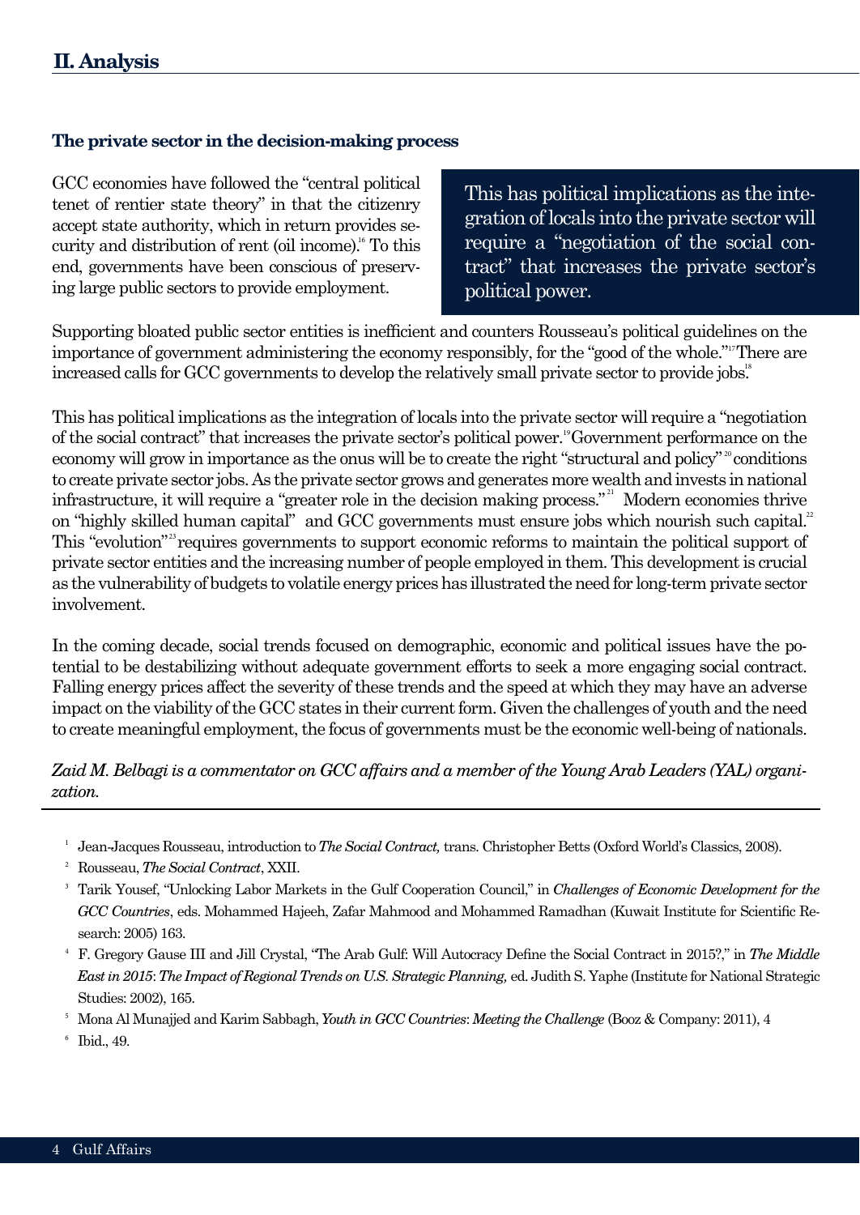## II. Analysis

### The private sector in the decision-making process

GCC economies have followed the "central political tenet of rentier state theory" in that the citizenry accept state authority, which in return provides security and distribution of rent (oil income).[16] To this end, governments have been conscious of preserving large public sectors to provide employment.

> This has political implications as the integration of locals into the private sector will require a "negotiation of the social contract" that increases the private sector's political power.

Supporting bloated public sector entities is inefficient and counters Rousseau's political guidelines on the importance of government administering the economy responsibly, for the "good of the whole."[17] There are increased calls for GCC governments to develop the relatively small private sector to provide jobs.[18]

This has political implications as the integration of locals into the private sector will require a "negotiation of the social contract" that increases the private sector's political power.[19] Government performance on the economy will grow in importance as the onus will be to create the right "structural and policy"[20] conditions to create private sector jobs. As the private sector grows and generates more wealth and invests in national infrastructure, it will require a "greater role in the decision making process."[21] Modern economies thrive on "highly skilled human capital" and GCC governments must ensure jobs which nourish such capital.[22] This "evolution"[23] requires governments to support economic reforms to maintain the political support of private sector entities and the increasing number of people employed in them. This development is crucial as the vulnerability of budgets to volatile energy prices has illustrated the need for long-term private sector involvement.

In the coming decade, social trends focused on demographic, economic and political issues have the potential to be destabilizing without adequate government efforts to seek a more engaging social contract. Falling energy prices affect the severity of these trends and the speed at which they may have an adverse impact on the viability of the GCC states in their current form. Given the challenges of youth and the need to create meaningful employment, the focus of governments must be the economic well-being of nationals.

*Zaid M. Belbagi is a commentator on GCC affairs and a member of the Young Arab Leaders (YAL) organization.*

---

[1] Jean-Jacques Rousseau, introduction to *The Social Contract,* trans. Christopher Betts (Oxford World's Classics, 2008).

[2] Rousseau, *The Social Contract*, XXII.

[3] Tarik Yousef, "Unlocking Labor Markets in the Gulf Cooperation Council," in *Challenges of Economic Development for the GCC Countries*, eds. Mohammed Hajeeh, Zafar Mahmood and Mohammed Ramadhan (Kuwait Institute for Scientific Research: 2005) 163.

[4] F. Gregory Gause III and Jill Crystal, "The Arab Gulf: Will Autocracy Define the Social Contract in 2015?," in *The Middle East in 2015*: *The Impact of Regional Trends on U.S. Strategic Planning,* ed. Judith S. Yaphe (Institute for National Strategic Studies: 2002), 165.

[5] Mona Al Munajjed and Karim Sabbagh, *Youth in GCC Countries*: *Meeting the Challenge* (Booz & Company: 2011), 4

[6] Ibid., 49.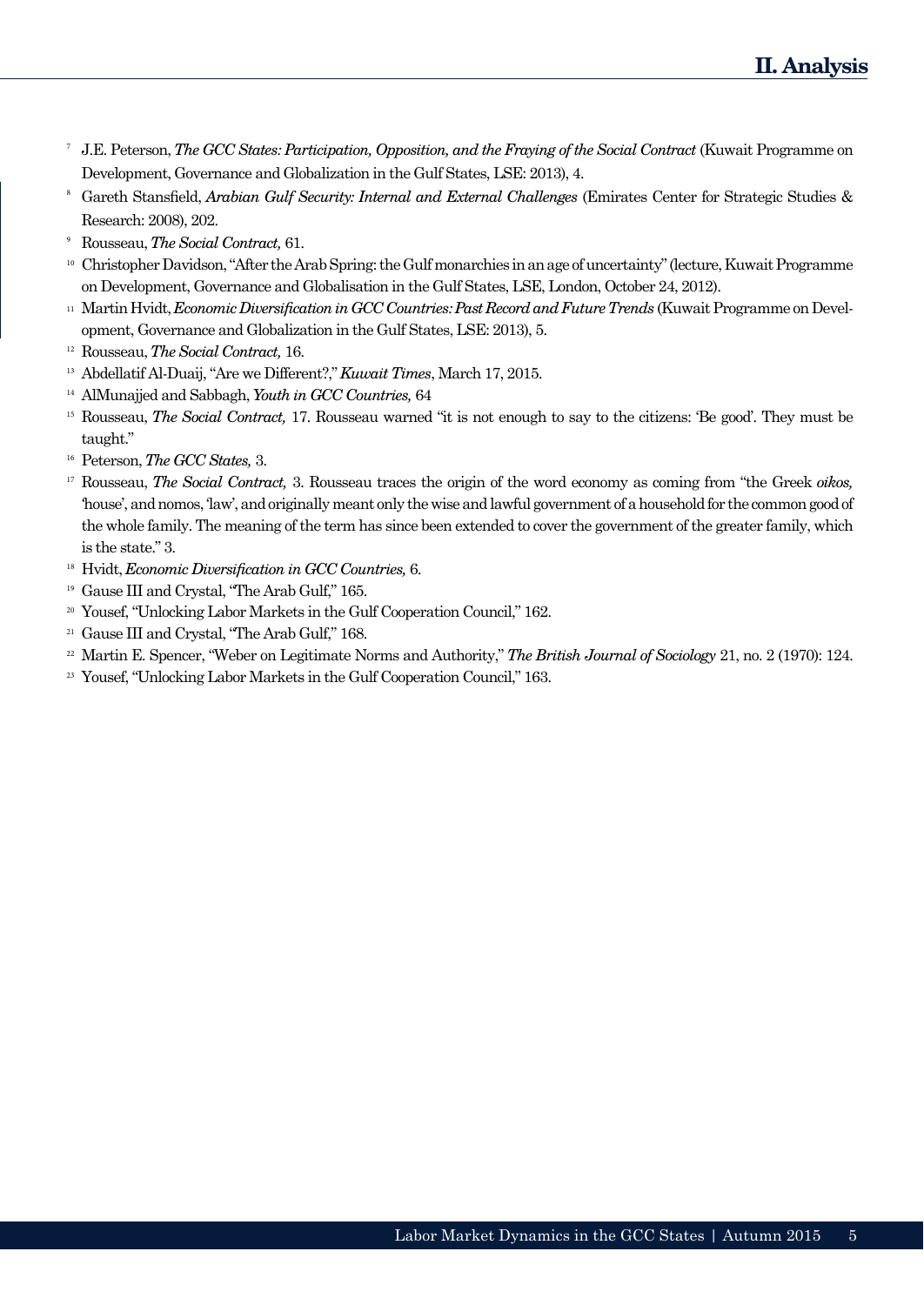[7] J.E. Peterson, *The GCC States: Participation, Opposition, and the Fraying of the Social Contract* (Kuwait Programme on Development, Governance and Globalization in the Gulf States, LSE: 2013), 4.

[8] Gareth Stansfield, *Arabian Gulf Security: Internal and External Challenges* (Emirates Center for Strategic Studies & Research: 2008), 202.

[9] Rousseau, *The Social Contract,* 61.

[10] Christopher Davidson, "After the Arab Spring: the Gulf monarchies in an age of uncertainty" (lecture, Kuwait Programme on Development, Governance and Globalisation in the Gulf States, LSE, London, October 24, 2012).

[11] Martin Hvidt, *Economic Diversification in GCC Countries: Past Record and Future Trends* (Kuwait Programme on Development, Governance and Globalization in the Gulf States, LSE: 2013), 5.

[12] Rousseau, *The Social Contract,* 16.

[13] Abdellatif Al-Duaij, "Are we Different?," *Kuwait Times*, March 17, 2015.

[14] AlMunajjed and Sabbagh, *Youth in GCC Countries,* 64

[15] Rousseau, *The Social Contract,* 17. Rousseau warned "it is not enough to say to the citizens: 'Be good'. They must be taught."

[16] Peterson, *The GCC States,* 3.

[17] Rousseau, *The Social Contract,* 3. Rousseau traces the origin of the word economy as coming from "the Greek *oikos,* 'house', and nomos, 'law', and originally meant only the wise and lawful government of a household for the common good of the whole family. The meaning of the term has since been extended to cover the government of the greater family, which is the state." 3.

[18] Hvidt, *Economic Diversification in GCC Countries,* 6.

[19] Gause III and Crystal, "The Arab Gulf," 165.

[20] Yousef, "Unlocking Labor Markets in the Gulf Cooperation Council," 162.

[21] Gause III and Crystal, "The Arab Gulf," 168.

[22] Martin E. Spencer, "Weber on Legitimate Norms and Authority," *The British Journal of Sociology* 21, no. 2 (1970): 124.

[23] Yousef, "Unlocking Labor Markets in the Gulf Cooperation Council," 163.